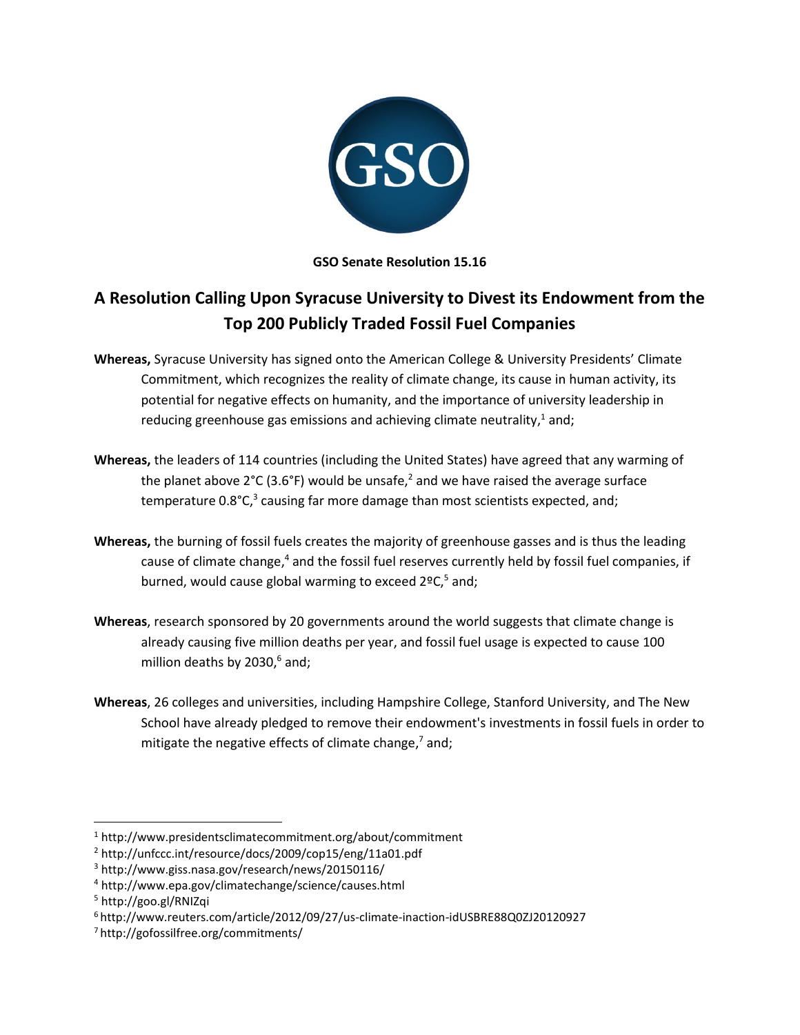**GSO Senate Resolution 15.16**

# A Resolution Calling Upon Syracuse University to Divest its Endowment from the Top 200 Publicly Traded Fossil Fuel Companies

**Whereas,** Syracuse University has signed onto the American College & University Presidents' Climate Commitment, which recognizes the reality of climate change, its cause in human activity, its potential for negative effects on humanity, and the importance of university leadership in reducing greenhouse gas emissions and achieving climate neutrality,[1] and;

**Whereas,** the leaders of 114 countries (including the United States) have agreed that any warming of the planet above 2°C (3.6°F) would be unsafe,[2] and we have raised the average surface temperature 0.8°C,[3] causing far more damage than most scientists expected, and;

**Whereas,** the burning of fossil fuels creates the majority of greenhouse gasses and is thus the leading cause of climate change,[4] and the fossil fuel reserves currently held by fossil fuel companies, if burned, would cause global warming to exceed 2ºC,[5] and;

**Whereas**, research sponsored by 20 governments around the world suggests that climate change is already causing five million deaths per year, and fossil fuel usage is expected to cause 100 million deaths by 2030,[6] and;

**Whereas**, 26 colleges and universities, including Hampshire College, Stanford University, and The New School have already pledged to remove their endowment's investments in fossil fuels in order to mitigate the negative effects of climate change,[7] and;

---

[1] http://www.presidentsclimatecommitment.org/about/commitment

[2] http://unfccc.int/resource/docs/2009/cop15/eng/11a01.pdf

[3] http://www.giss.nasa.gov/research/news/20150116/

[4] http://www.epa.gov/climatechange/science/causes.html

[5] http://goo.gl/RNIZqi

[6] http://www.reuters.com/article/2012/09/27/us-climate-inaction-idUSBRE88Q0ZJ20120927

[7] http://gofossilfree.org/commitments/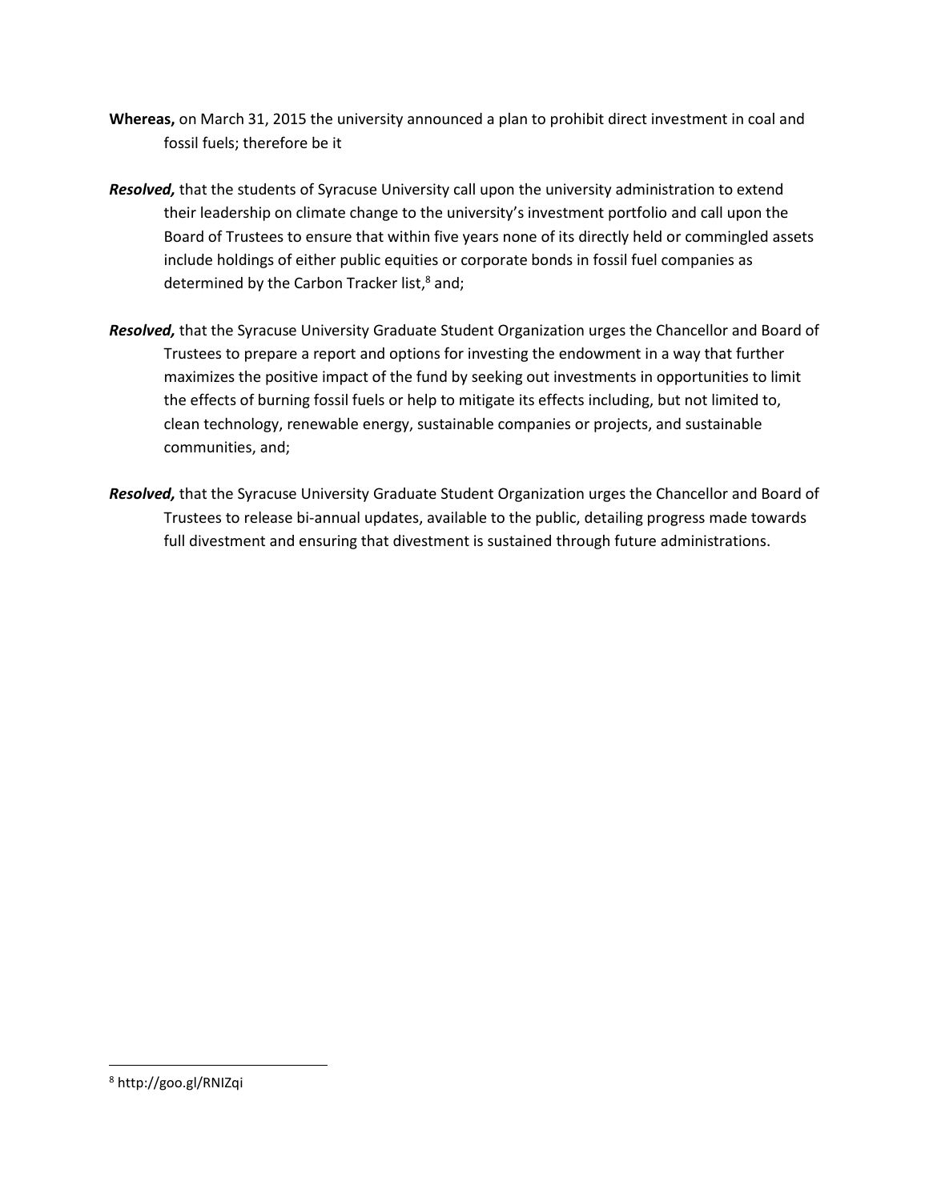**Whereas,** on March 31, 2015 the university announced a plan to prohibit direct investment in coal and fossil fuels; therefore be it

***Resolved,*** that the students of Syracuse University call upon the university administration to extend their leadership on climate change to the university's investment portfolio and call upon the Board of Trustees to ensure that within five years none of its directly held or commingled assets include holdings of either public equities or corporate bonds in fossil fuel companies as determined by the Carbon Tracker list,[8] and;

***Resolved,*** that the Syracuse University Graduate Student Organization urges the Chancellor and Board of Trustees to prepare a report and options for investing the endowment in a way that further maximizes the positive impact of the fund by seeking out investments in opportunities to limit the effects of burning fossil fuels or help to mitigate its effects including, but not limited to, clean technology, renewable energy, sustainable companies or projects, and sustainable communities, and;

***Resolved,*** that the Syracuse University Graduate Student Organization urges the Chancellor and Board of Trustees to release bi-annual updates, available to the public, detailing progress made towards full divestment and ensuring that divestment is sustained through future administrations.

---

[8] http://goo.gl/RNIZqi